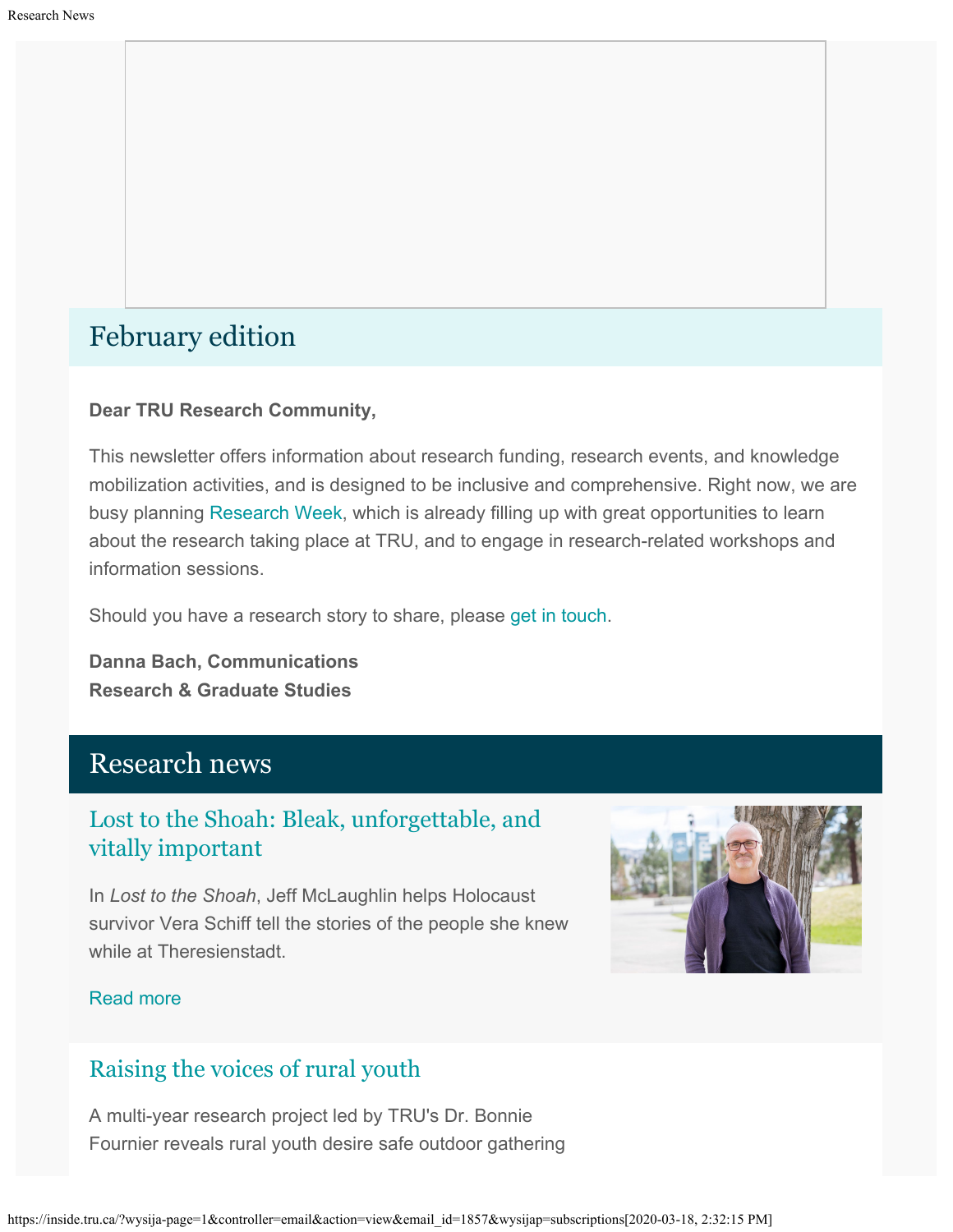## February edition

**Dear TRU Research Community,**

This newsletter offers information about research funding, research events, and knowledge mobilization activities, and is designed to be inclusive and comprehensive. Right now, we are busy planning Research Week, which is already filling up with great opportunities to learn about the research taking place at TRU, and to engage in research-related workshops and information sessions.

Should you have a research story to share, please get in touch.

**Danna Bach, Communications**
**Research & Graduate Studies**

## Research news

### Lost to the Shoah: Bleak, unforgettable, and vitally important

In *Lost to the Shoah*, Jeff McLaughlin helps Holocaust survivor Vera Schiff tell the stories of the people she knew while at Theresienstadt.

Read more

### Raising the voices of rural youth

A multi-year research project led by TRU's Dr. Bonnie Fournier reveals rural youth desire safe outdoor gathering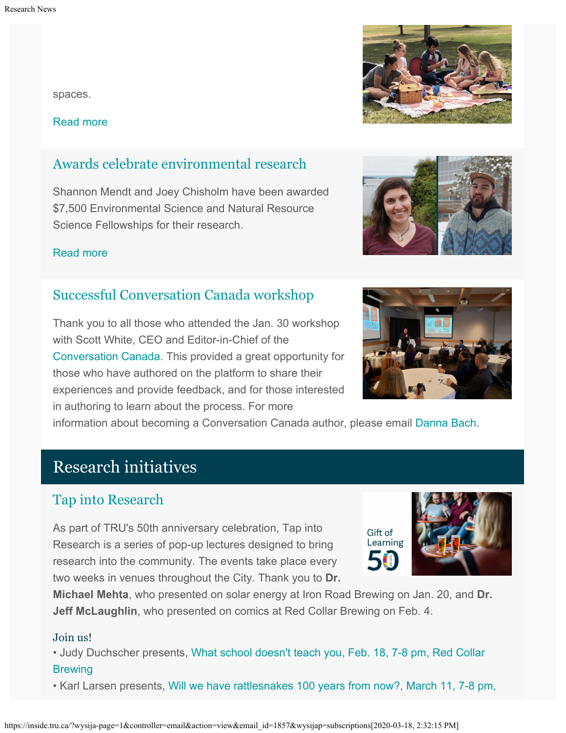spaces.

Read more

## Awards celebrate environmental research

Shannon Mendt and Joey Chisholm have been awarded $7,500 Environmental Science and Natural Resource Science Fellowships for their research.

Read more

## Successful Conversation Canada workshop

Thank you to all those who attended the Jan. 30 workshop with Scott White, CEO and Editor-in-Chief of the Conversation Canada. This provided a great opportunity for those who have authored on the platform to share their experiences and provide feedback, and for those interested in authoring to learn about the process. For more information about becoming a Conversation Canada author, please email Danna Bach.

# Research initiatives

## Tap into Research

As part of TRU's 50th anniversary celebration, Tap into Research is a series of pop-up lectures designed to bring research into the community. The events take place every two weeks in venues throughout the City. Thank you to **Dr. Michael Mehta**, who presented on solar energy at Iron Road Brewing on Jan. 20, and **Dr. Jeff McLaughlin**, who presented on comics at Red Collar Brewing on Feb. 4.

### Join us!

• Judy Duchscher presents, What school doesn't teach you, Feb. 18, 7-8 pm, Red Collar Brewing
• Karl Larsen presents, Will we have rattlesnakes 100 years from now?, March 11, 7-8 pm,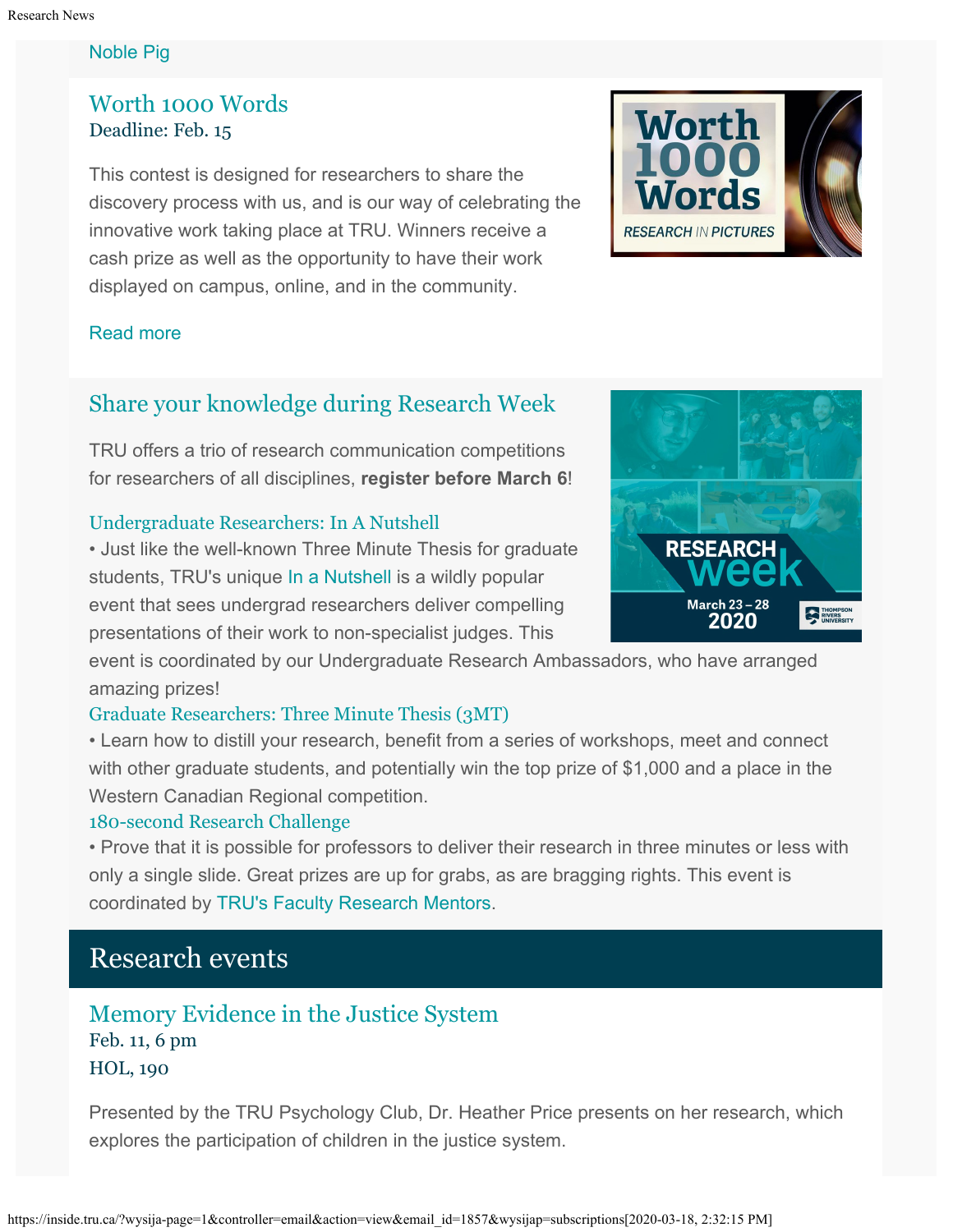Noble Pig

## Worth 1000 Words

Deadline: Feb. 15

This contest is designed for researchers to share the discovery process with us, and is our way of celebrating the innovative work taking place at TRU. Winners receive a cash prize as well as the opportunity to have their work displayed on campus, online, and in the community.

Read more

## Share your knowledge during Research Week

TRU offers a trio of research communication competitions for researchers of all disciplines, **register before March 6**!

### Undergraduate Researchers: In A Nutshell

• Just like the well-known Three Minute Thesis for graduate students, TRU's unique In a Nutshell is a wildly popular event that sees undergrad researchers deliver compelling presentations of their work to non-specialist judges. This event is coordinated by our Undergraduate Research Ambassadors, who have arranged amazing prizes!

### Graduate Researchers: Three Minute Thesis (3MT)

• Learn how to distill your research, benefit from a series of workshops, meet and connect with other graduate students, and potentially win the top prize of $1,000 and a place in the Western Canadian Regional competition.

### 180-second Research Challenge

• Prove that it is possible for professors to deliver their research in three minutes or less with only a single slide. Great prizes are up for grabs, as are bragging rights. This event is coordinated by TRU's Faculty Research Mentors.

# Research events

## Memory Evidence in the Justice System

Feb. 11, 6 pm
HOL, 190

Presented by the TRU Psychology Club, Dr. Heather Price presents on her research, which explores the participation of children in the justice system.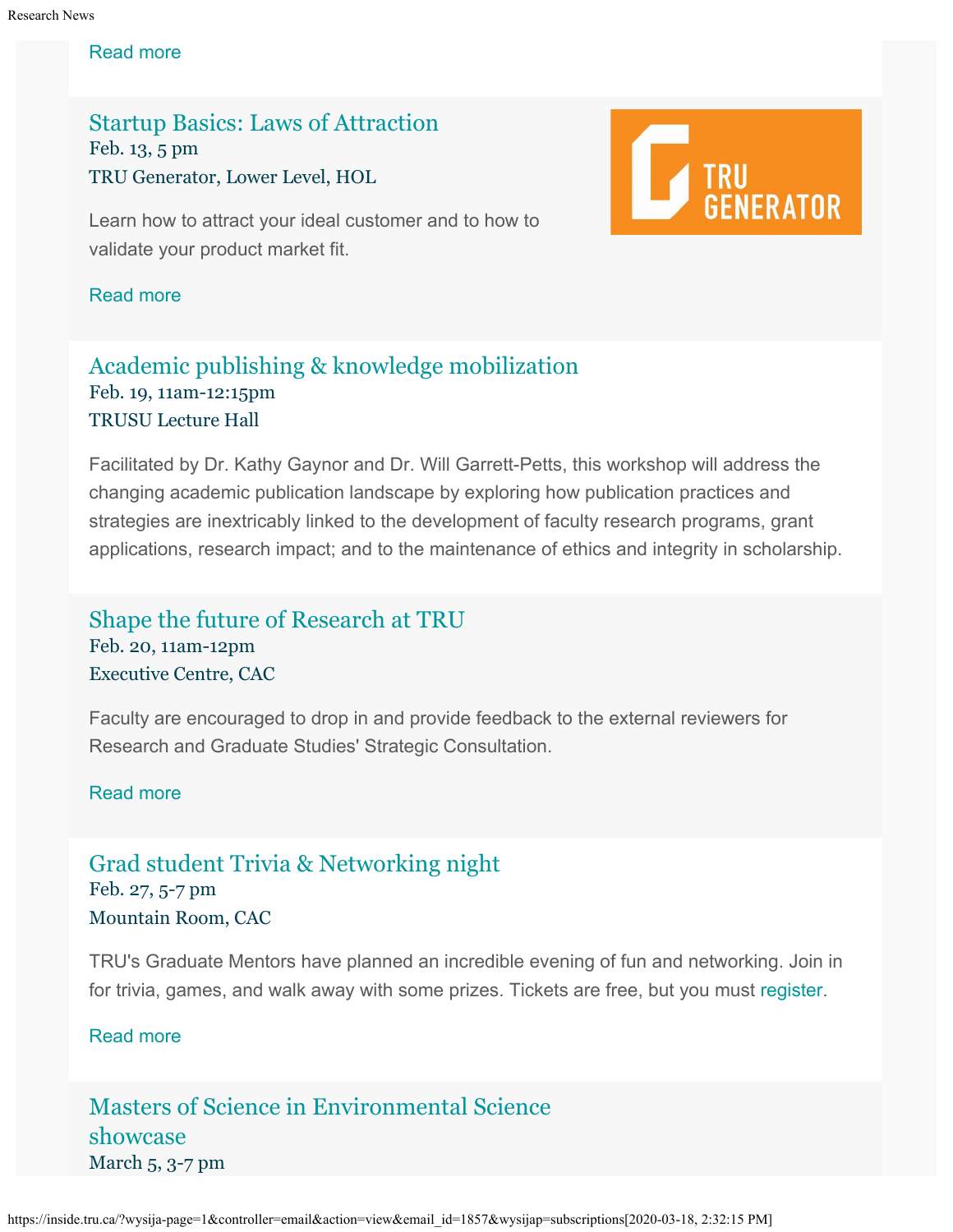Read more

## Startup Basics: Laws of Attraction

Feb. 13, 5 pm

TRU Generator, Lower Level, HOL

Learn how to attract your ideal customer and to how to validate your product market fit.

Read more

## Academic publishing & knowledge mobilization

Feb. 19, 11am-12:15pm

TRUSU Lecture Hall

Facilitated by Dr. Kathy Gaynor and Dr. Will Garrett-Petts, this workshop will address the changing academic publication landscape by exploring how publication practices and strategies are inextricably linked to the development of faculty research programs, grant applications, research impact; and to the maintenance of ethics and integrity in scholarship.

## Shape the future of Research at TRU

Feb. 20, 11am-12pm

Executive Centre, CAC

Faculty are encouraged to drop in and provide feedback to the external reviewers for Research and Graduate Studies' Strategic Consultation.

Read more

## Grad student Trivia & Networking night

Feb. 27, 5-7 pm

Mountain Room, CAC

TRU's Graduate Mentors have planned an incredible evening of fun and networking. Join in for trivia, games, and walk away with some prizes. Tickets are free, but you must register.

Read more

## Masters of Science in Environmental Science showcase

March 5, 3-7 pm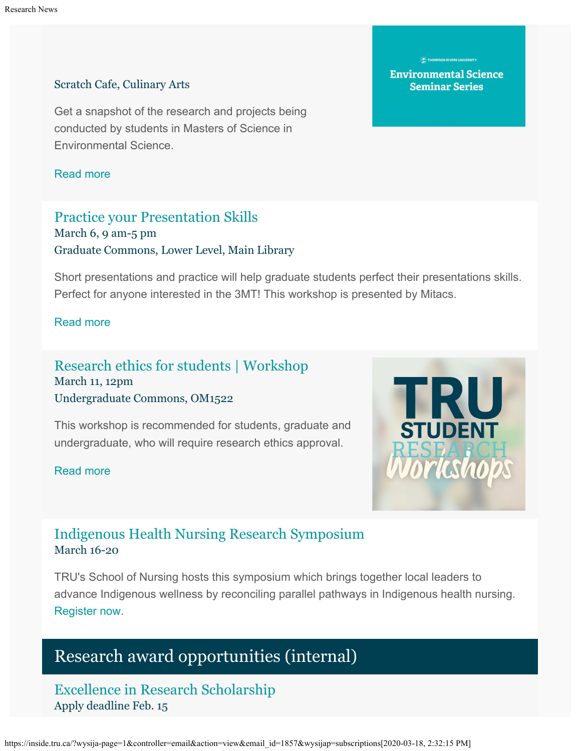Scratch Cafe, Culinary Arts

Get a snapshot of the research and projects being conducted by students in Masters of Science in Environmental Science.

Read more

## Practice your Presentation Skills

March 6, 9 am-5 pm

Graduate Commons, Lower Level, Main Library

Short presentations and practice will help graduate students perfect their presentations skills. Perfect for anyone interested in the 3MT! This workshop is presented by Mitacs.

Read more

## Research ethics for students | Workshop

March 11, 12pm

Undergraduate Commons, OM1522

This workshop is recommended for students, graduate and undergraduate, who will require research ethics approval.

Read more

## Indigenous Health Nursing Research Symposium

March 16-20

TRU's School of Nursing hosts this symposium which brings together local leaders to advance Indigenous wellness by reconciling parallel pathways in Indigenous health nursing. Register now.

# Research award opportunities (internal)

## Excellence in Research Scholarship

Apply deadline Feb. 15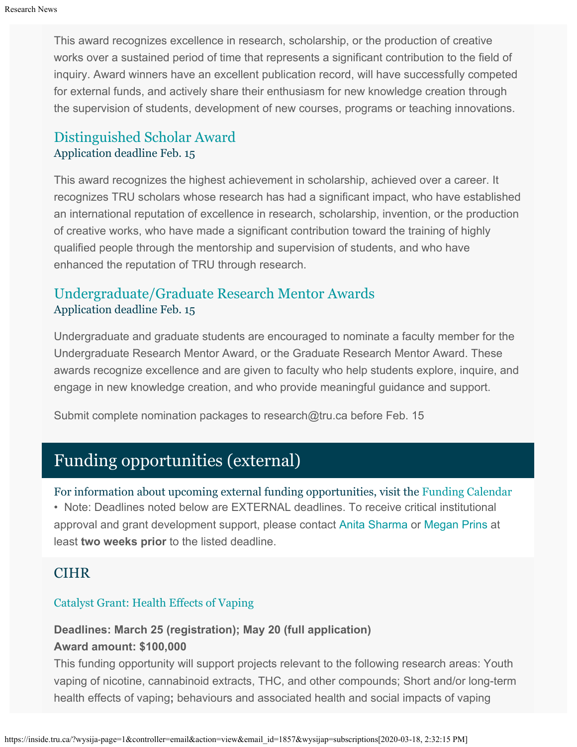This award recognizes excellence in research, scholarship, or the production of creative works over a sustained period of time that represents a significant contribution to the field of inquiry. Award winners have an excellent publication record, will have successfully competed for external funds, and actively share their enthusiasm for new knowledge creation through the supervision of students, development of new courses, programs or teaching innovations.

### Distinguished Scholar Award

Application deadline Feb. 15

This award recognizes the highest achievement in scholarship, achieved over a career. It recognizes TRU scholars whose research has had a significant impact, who have established an international reputation of excellence in research, scholarship, invention, or the production of creative works, who have made a significant contribution toward the training of highly qualified people through the mentorship and supervision of students, and who have enhanced the reputation of TRU through research.

### Undergraduate/Graduate Research Mentor Awards

Application deadline Feb. 15

Undergraduate and graduate students are encouraged to nominate a faculty member for the Undergraduate Research Mentor Award, or the Graduate Research Mentor Award. These awards recognize excellence and are given to faculty who help students explore, inquire, and engage in new knowledge creation, and who provide meaningful guidance and support.

Submit complete nomination packages to research@tru.ca before Feb. 15

## Funding opportunities (external)

For information about upcoming external funding opportunities, visit the Funding Calendar

• Note: Deadlines noted below are EXTERNAL deadlines. To receive critical institutional approval and grant development support, please contact Anita Sharma or Megan Prins at least **two weeks prior** to the listed deadline.

### CIHR

Catalyst Grant: Health Effects of Vaping

**Deadlines: March 25 (registration); May 20 (full application)**
**Award amount: $100,000**
This funding opportunity will support projects relevant to the following research areas: Youth vaping of nicotine, cannabinoid extracts, THC, and other compounds; Short and/or long-term health effects of vaping**;** behaviours and associated health and social impacts of vaping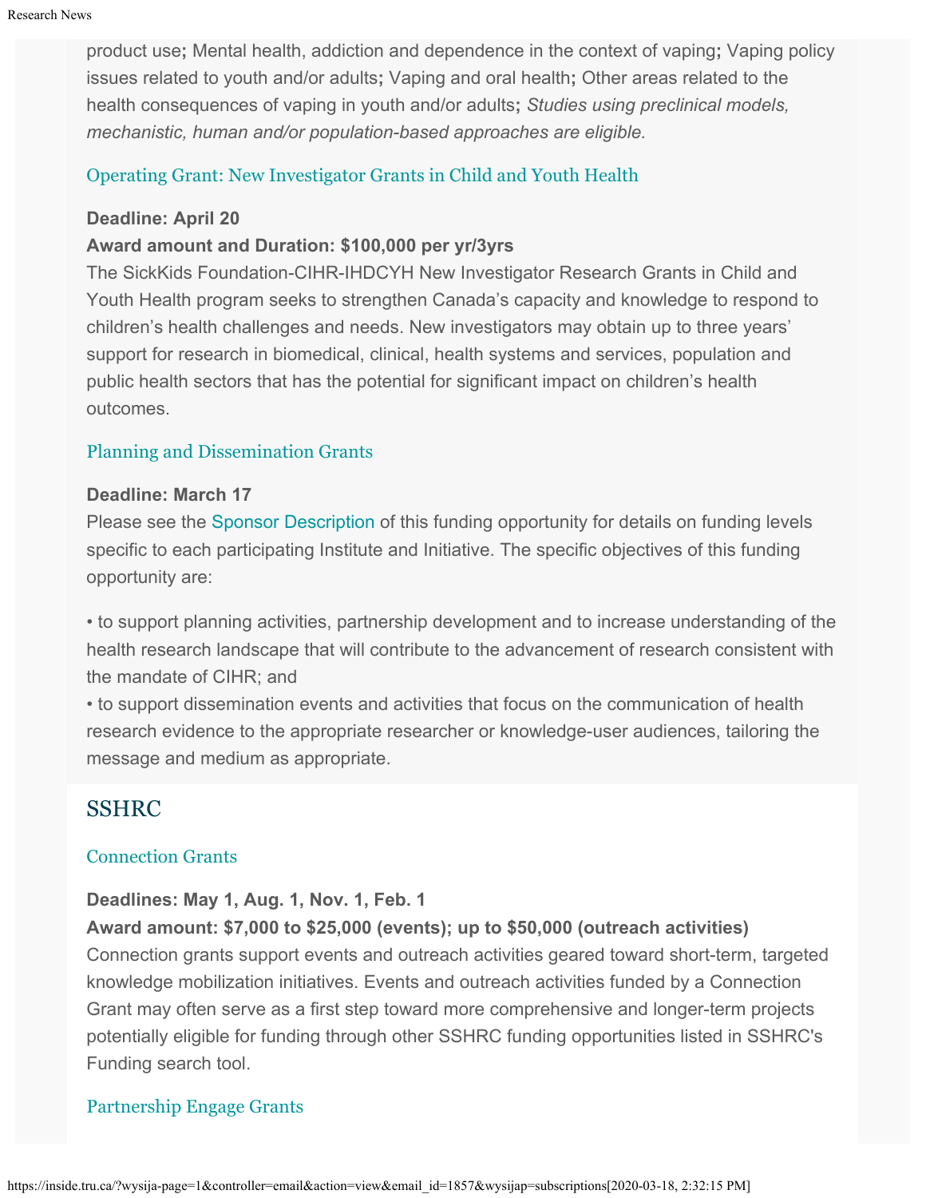product use; Mental health, addiction and dependence in the context of vaping; Vaping policy issues related to youth and/or adults; Vaping and oral health; Other areas related to the health consequences of vaping in youth and/or adults; *Studies using preclinical models, mechanistic, human and/or population-based approaches are eligible.*

### Operating Grant: New Investigator Grants in Child and Youth Health

**Deadline: April 20**
**Award amount and Duration: $100,000 per yr/3yrs**
The SickKids Foundation-CIHR-IHDCYH New Investigator Research Grants in Child and Youth Health program seeks to strengthen Canada's capacity and knowledge to respond to children's health challenges and needs. New investigators may obtain up to three years' support for research in biomedical, clinical, health systems and services, population and public health sectors that has the potential for significant impact on children's health outcomes.

### Planning and Dissemination Grants

**Deadline: March 17**
Please see the Sponsor Description of this funding opportunity for details on funding levels specific to each participating Institute and Initiative. The specific objectives of this funding opportunity are:

• to support planning activities, partnership development and to increase understanding of the health research landscape that will contribute to the advancement of research consistent with the mandate of CIHR; and
• to support dissemination events and activities that focus on the communication of health research evidence to the appropriate researcher or knowledge-user audiences, tailoring the message and medium as appropriate.

## SSHRC

### Connection Grants

**Deadlines: May 1, Aug. 1, Nov. 1, Feb. 1**
**Award amount: $7,000 to $25,000 (events); up to $50,000 (outreach activities)**
Connection grants support events and outreach activities geared toward short-term, targeted knowledge mobilization initiatives. Events and outreach activities funded by a Connection Grant may often serve as a first step toward more comprehensive and longer-term projects potentially eligible for funding through other SSHRC funding opportunities listed in SSHRC's Funding search tool.

### Partnership Engage Grants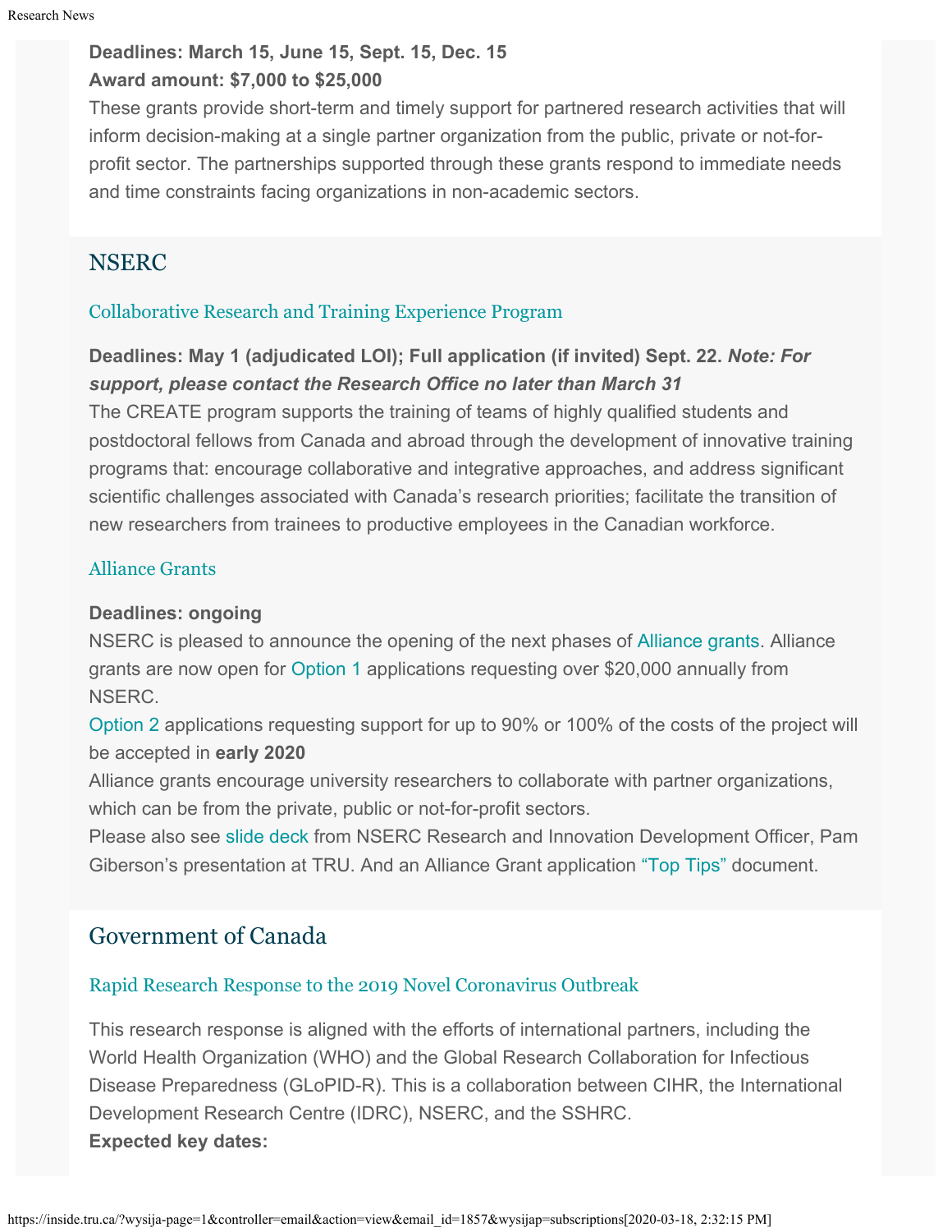**Deadlines: March 15, June 15, Sept. 15, Dec. 15**
**Award amount: $7,000 to $25,000**
These grants provide short-term and timely support for partnered research activities that will inform decision-making at a single partner organization from the public, private or not-for-profit sector. The partnerships supported through these grants respond to immediate needs and time constraints facing organizations in non-academic sectors.

## NSERC

### Collaborative Research and Training Experience Program

**Deadlines: May 1 (adjudicated LOI); Full application (if invited) Sept. 22. *Note: For support, please contact the Research Office no later than March 31***
The CREATE program supports the training of teams of highly qualified students and postdoctoral fellows from Canada and abroad through the development of innovative training programs that: encourage collaborative and integrative approaches, and address significant scientific challenges associated with Canada's research priorities; facilitate the transition of new researchers from trainees to productive employees in the Canadian workforce.

### Alliance Grants

**Deadlines: ongoing**
NSERC is pleased to announce the opening of the next phases of Alliance grants. Alliance grants are now open for Option 1 applications requesting over $20,000 annually from NSERC.
Option 2 applications requesting support for up to 90% or 100% of the costs of the project will be accepted in **early 2020**
Alliance grants encourage university researchers to collaborate with partner organizations, which can be from the private, public or not-for-profit sectors.
Please also see slide deck from NSERC Research and Innovation Development Officer, Pam Giberson's presentation at TRU. And an Alliance Grant application "Top Tips" document.

## Government of Canada

### Rapid Research Response to the 2019 Novel Coronavirus Outbreak

This research response is aligned with the efforts of international partners, including the World Health Organization (WHO) and the Global Research Collaboration for Infectious Disease Preparedness (GLoPID-R). This is a collaboration between CIHR, the International Development Research Centre (IDRC), NSERC, and the SSHRC.
**Expected key dates:**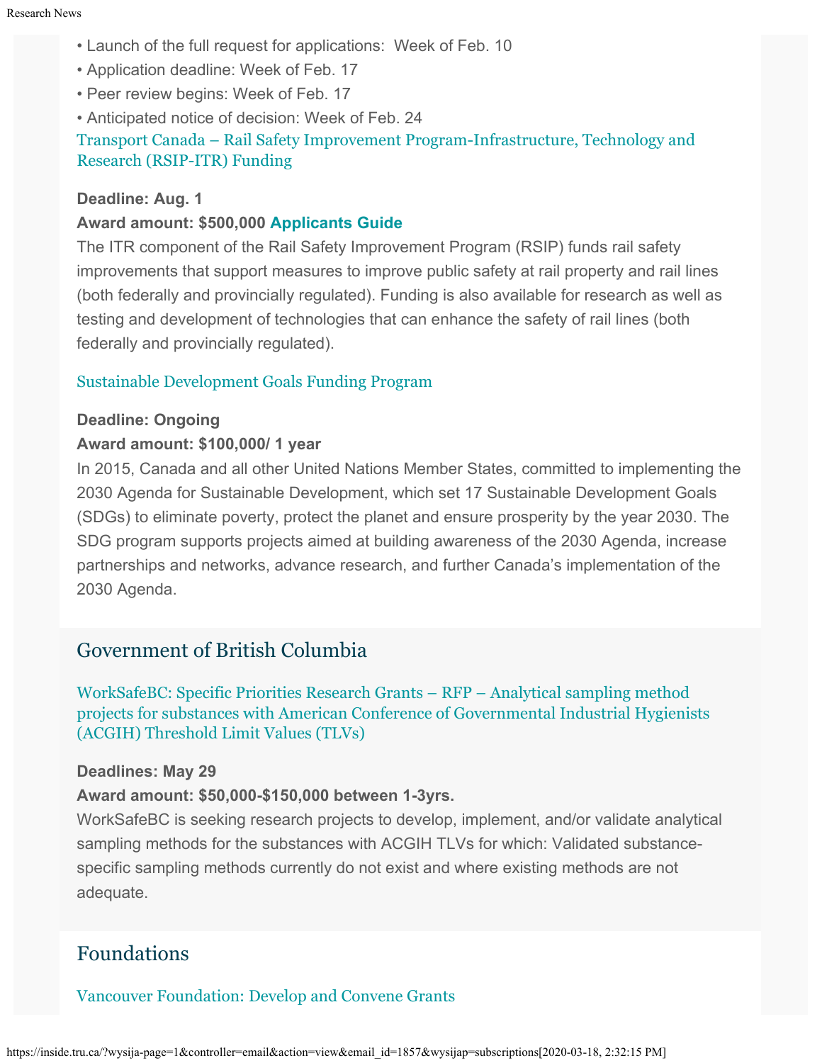- Launch of the full request for applications: Week of Feb. 10
- Application deadline: Week of Feb. 17
- Peer review begins: Week of Feb. 17
- Anticipated notice of decision: Week of Feb. 24

Transport Canada – Rail Safety Improvement Program-Infrastructure, Technology and Research (RSIP-ITR) Funding

**Deadline: Aug. 1**
**Award amount: $500,000 Applicants Guide**
The ITR component of the Rail Safety Improvement Program (RSIP) funds rail safety improvements that support measures to improve public safety at rail property and rail lines (both federally and provincially regulated). Funding is also available for research as well as testing and development of technologies that can enhance the safety of rail lines (both federally and provincially regulated).

Sustainable Development Goals Funding Program

**Deadline: Ongoing**
**Award amount: $100,000/ 1 year**
In 2015, Canada and all other United Nations Member States, committed to implementing the 2030 Agenda for Sustainable Development, which set 17 Sustainable Development Goals (SDGs) to eliminate poverty, protect the planet and ensure prosperity by the year 2030. The SDG program supports projects aimed at building awareness of the 2030 Agenda, increase partnerships and networks, advance research, and further Canada's implementation of the 2030 Agenda.

## Government of British Columbia

WorkSafeBC: Specific Priorities Research Grants – RFP – Analytical sampling method projects for substances with American Conference of Governmental Industrial Hygienists (ACGIH) Threshold Limit Values (TLVs)

**Deadlines: May 29**
**Award amount: $50,000-$150,000 between 1-3yrs.**
WorkSafeBC is seeking research projects to develop, implement, and/or validate analytical sampling methods for the substances with ACGIH TLVs for which: Validated substance-specific sampling methods currently do not exist and where existing methods are not adequate.

## Foundations

Vancouver Foundation: Develop and Convene Grants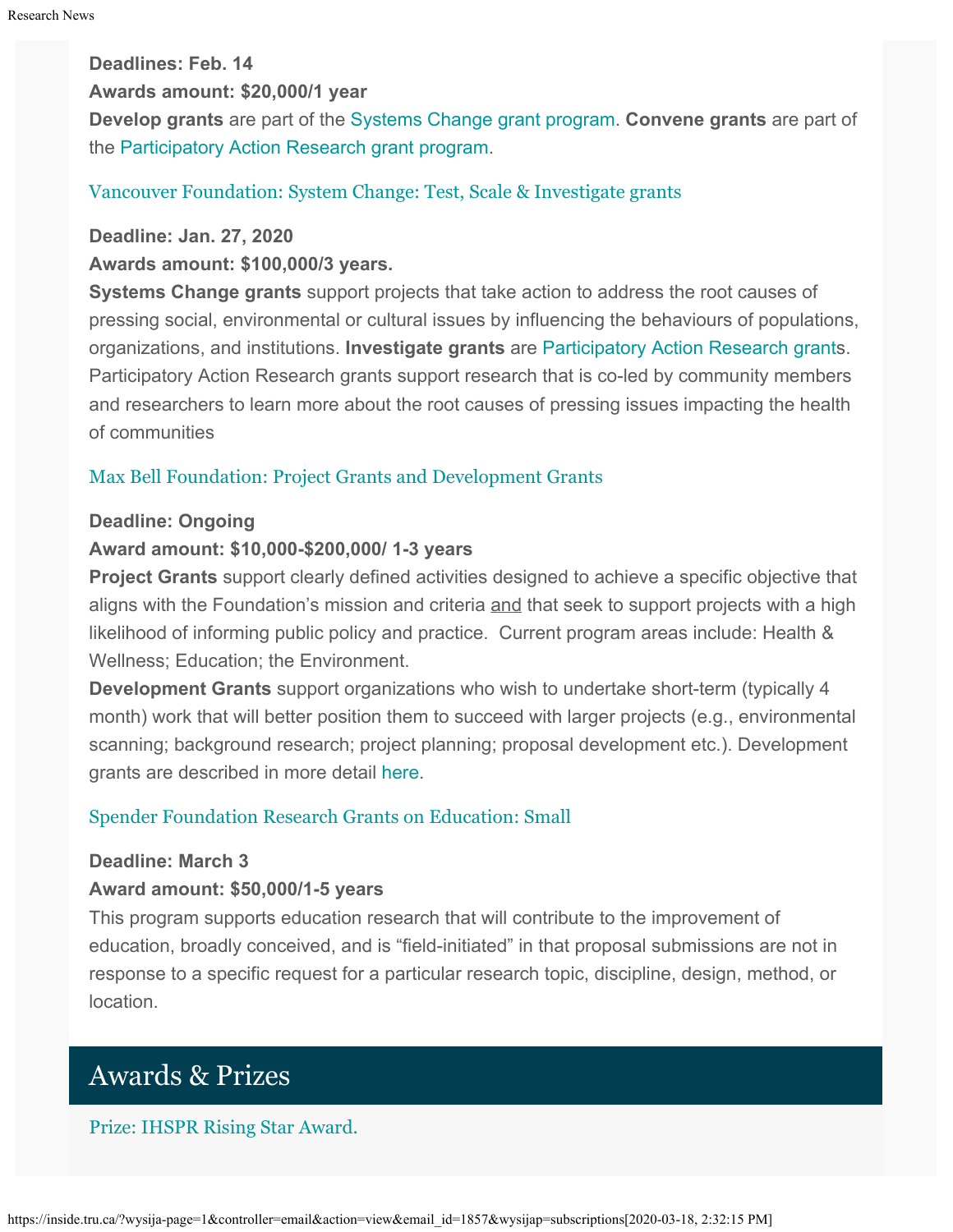**Deadlines: Feb. 14**
**Awards amount: $20,000/1 year**
**Develop grants** are part of the Systems Change grant program. **Convene grants** are part of the Participatory Action Research grant program.

### Vancouver Foundation: System Change: Test, Scale & Investigate grants

**Deadline: Jan. 27, 2020**
**Awards amount: $100,000/3 years.**
**Systems Change grants** support projects that take action to address the root causes of pressing social, environmental or cultural issues by influencing the behaviours of populations, organizations, and institutions. **Investigate grants** are Participatory Action Research grants. Participatory Action Research grants support research that is co-led by community members and researchers to learn more about the root causes of pressing issues impacting the health of communities

### Max Bell Foundation: Project Grants and Development Grants

**Deadline: Ongoing**
**Award amount: $10,000-$200,000/ 1-3 years**
**Project Grants** support clearly defined activities designed to achieve a specific objective that aligns with the Foundation's mission and criteria and that seek to support projects with a high likelihood of informing public policy and practice. Current program areas include: Health & Wellness; Education; the Environment.
**Development Grants** support organizations who wish to undertake short-term (typically 4 month) work that will better position them to succeed with larger projects (e.g., environmental scanning; background research; project planning; proposal development etc.). Development grants are described in more detail here.

### Spender Foundation Research Grants on Education: Small

**Deadline: March 3**
**Award amount: $50,000/1-5 years**
This program supports education research that will contribute to the improvement of education, broadly conceived, and is "field-initiated" in that proposal submissions are not in response to a specific request for a particular research topic, discipline, design, method, or location.

## Awards & Prizes

### Prize: IHSPR Rising Star Award.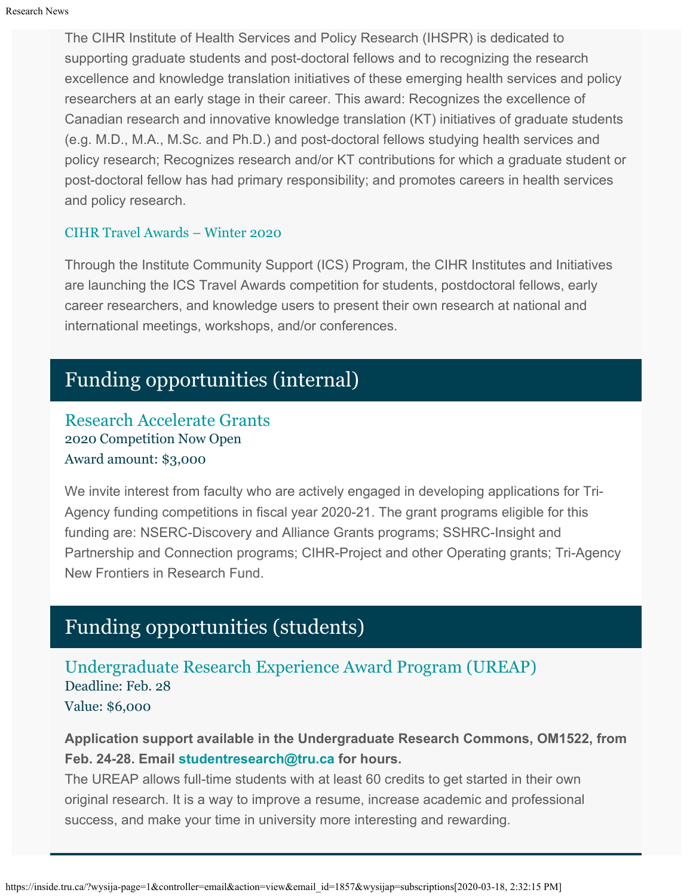The CIHR Institute of Health Services and Policy Research (IHSPR) is dedicated to supporting graduate students and post-doctoral fellows and to recognizing the research excellence and knowledge translation initiatives of these emerging health services and policy researchers at an early stage in their career. This award: Recognizes the excellence of Canadian research and innovative knowledge translation (KT) initiatives of graduate students (e.g. M.D., M.A., M.Sc. and Ph.D.) and post-doctoral fellows studying health services and policy research; Recognizes research and/or KT contributions for which a graduate student or post-doctoral fellow has had primary responsibility; and promotes careers in health services and policy research.

### CIHR Travel Awards – Winter 2020

Through the Institute Community Support (ICS) Program, the CIHR Institutes and Initiatives are launching the ICS Travel Awards competition for students, postdoctoral fellows, early career researchers, and knowledge users to present their own research at national and international meetings, workshops, and/or conferences.

## Funding opportunities (internal)

### Research Accelerate Grants

2020 Competition Now Open
Award amount: $3,000

We invite interest from faculty who are actively engaged in developing applications for Tri-Agency funding competitions in fiscal year 2020-21. The grant programs eligible for this funding are: NSERC-Discovery and Alliance Grants programs; SSHRC-Insight and Partnership and Connection programs; CIHR-Project and other Operating grants; Tri-Agency New Frontiers in Research Fund.

## Funding opportunities (students)

### Undergraduate Research Experience Award Program (UREAP)

Deadline: Feb. 28
Value: $6,000

**Application support available in the Undergraduate Research Commons, OM1522, from Feb. 24-28. Email studentresearch@tru.ca for hours.**

The UREAP allows full-time students with at least 60 credits to get started in their own original research. It is a way to improve a resume, increase academic and professional success, and make your time in university more interesting and rewarding.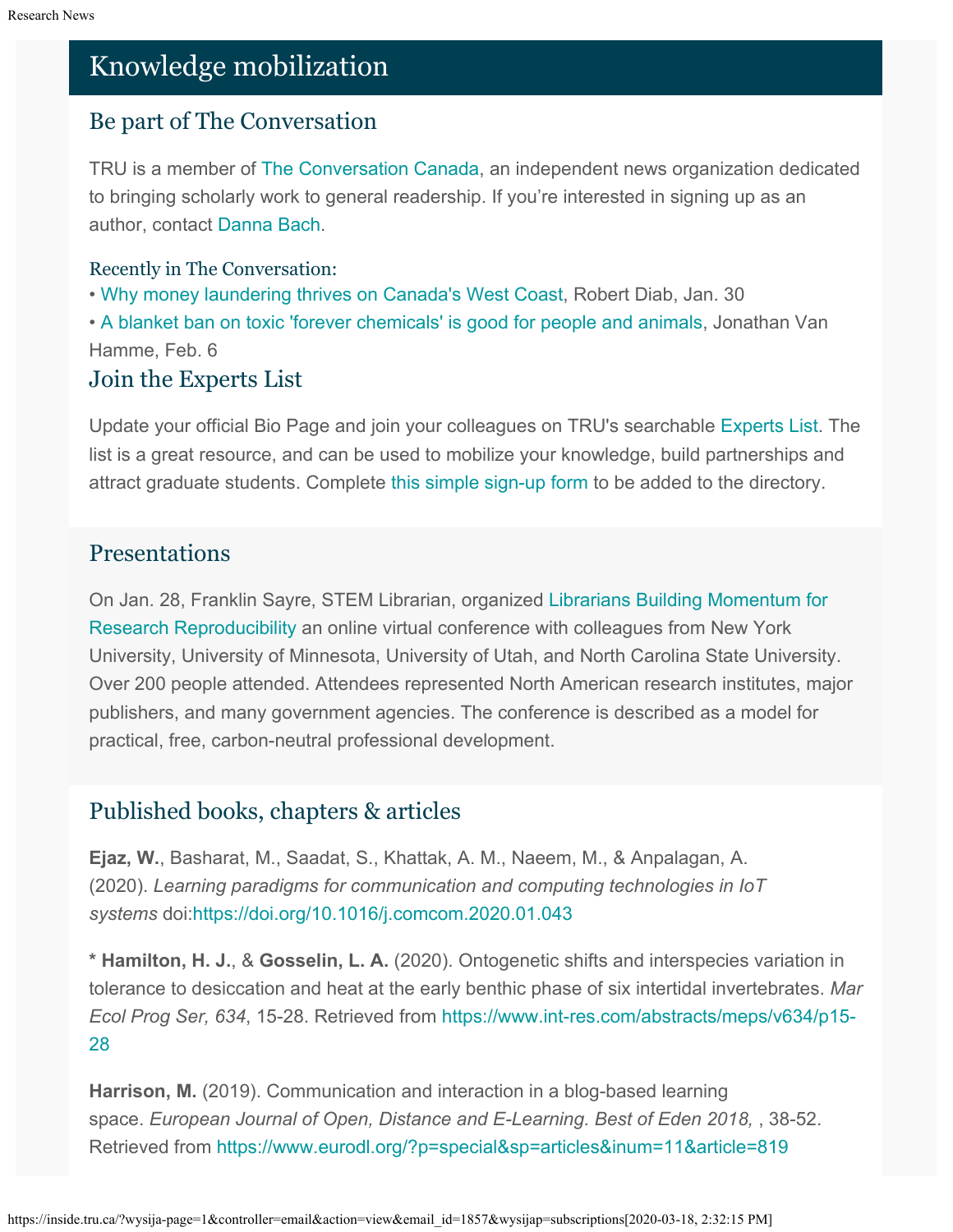# Knowledge mobilization

## Be part of The Conversation

TRU is a member of The Conversation Canada, an independent news organization dedicated to bringing scholarly work to general readership. If you're interested in signing up as an author, contact Danna Bach.

### Recently in The Conversation:

- Why money laundering thrives on Canada's West Coast, Robert Diab, Jan. 30
- A blanket ban on toxic 'forever chemicals' is good for people and animals, Jonathan Van Hamme, Feb. 6

## Join the Experts List

Update your official Bio Page and join your colleagues on TRU's searchable Experts List. The list is a great resource, and can be used to mobilize your knowledge, build partnerships and attract graduate students. Complete this simple sign-up form to be added to the directory.

## Presentations

On Jan. 28, Franklin Sayre, STEM Librarian, organized Librarians Building Momentum for Research Reproducibility an online virtual conference with colleagues from New York University, University of Minnesota, University of Utah, and North Carolina State University. Over 200 people attended. Attendees represented North American research institutes, major publishers, and many government agencies. The conference is described as a model for practical, free, carbon-neutral professional development.

## Published books, chapters & articles

**Ejaz, W.**, Basharat, M., Saadat, S., Khattak, A. M., Naeem, M., & Anpalagan, A. (2020). *Learning paradigms for communication and computing technologies in IoT systems* doi:https://doi.org/10.1016/j.comcom.2020.01.043

**\* Hamilton, H. J.**, & **Gosselin, L. A.** (2020). Ontogenetic shifts and interspecies variation in tolerance to desiccation and heat at the early benthic phase of six intertidal invertebrates. *Mar Ecol Prog Ser, 634*, 15-28. Retrieved from https://www.int-res.com/abstracts/meps/v634/p15-28

**Harrison, M.** (2019). Communication and interaction in a blog-based learning space. *European Journal of Open, Distance and E-Learning. Best of Eden 2018,* , 38-52. Retrieved from https://www.eurodl.org/?p=special&sp=articles&inum=11&article=819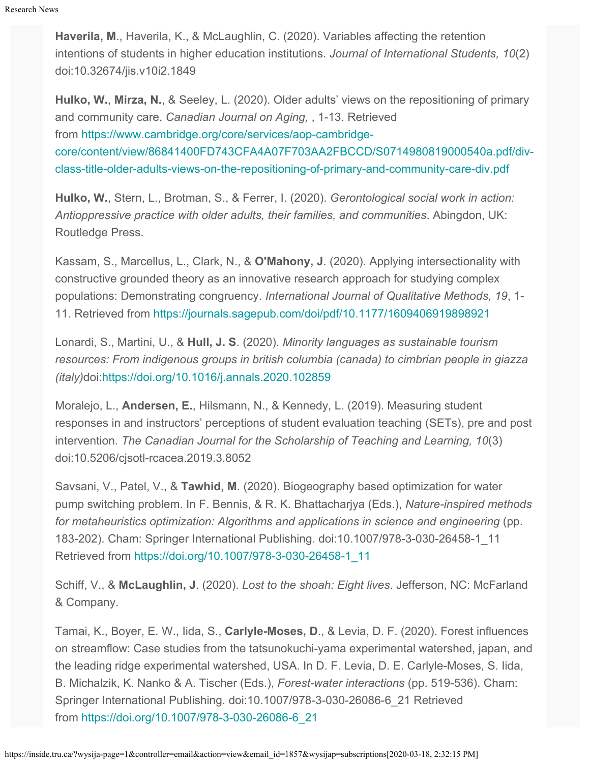**Haverila, M**., Haverila, K., & McLaughlin, C. (2020). Variables affecting the retention intentions of students in higher education institutions. *Journal of International Students, 10*(2) doi:10.32674/jis.v10i2.1849

**Hulko, W.**, **Mirza, N.**, & Seeley, L. (2020). Older adults' views on the repositioning of primary and community care. *Canadian Journal on Aging,* , 1-13. Retrieved from https://www.cambridge.org/core/services/aop-cambridge-core/content/view/86841400FD743CFA4A07F703AA2FBCCD/S0714980819000540a.pdf/div-class-title-older-adults-views-on-the-repositioning-of-primary-and-community-care-div.pdf

**Hulko, W.**, Stern, L., Brotman, S., & Ferrer, I. (2020). *Gerontological social work in action: Antioppressive practice with older adults, their families, and communities*. Abingdon, UK: Routledge Press.

Kassam, S., Marcellus, L., Clark, N., & **O'Mahony, J**. (2020). Applying intersectionality with constructive grounded theory as an innovative research approach for studying complex populations: Demonstrating congruency. *International Journal of Qualitative Methods, 19*, 1-11. Retrieved from https://journals.sagepub.com/doi/pdf/10.1177/1609406919898921

Lonardi, S., Martini, U., & **Hull, J. S**. (2020). *Minority languages as sustainable tourism resources: From indigenous groups in british columbia (canada) to cimbrian people in giazza (italy)*doi:https://doi.org/10.1016/j.annals.2020.102859

Moralejo, L., **Andersen, E.**, Hilsmann, N., & Kennedy, L. (2019). Measuring student responses in and instructors' perceptions of student evaluation teaching (SETs), pre and post intervention. *The Canadian Journal for the Scholarship of Teaching and Learning, 10*(3) doi:10.5206/cjsotl-rcacea.2019.3.8052

Savsani, V., Patel, V., & **Tawhid, M**. (2020). Biogeography based optimization for water pump switching problem. In F. Bennis, & R. K. Bhattacharjya (Eds.), *Nature-inspired methods for metaheuristics optimization: Algorithms and applications in science and engineering* (pp. 183-202). Cham: Springer International Publishing. doi:10.1007/978-3-030-26458-1_11 Retrieved from https://doi.org/10.1007/978-3-030-26458-1_11

Schiff, V., & **McLaughlin, J**. (2020). *Lost to the shoah: Eight lives*. Jefferson, NC: McFarland & Company.

Tamai, K., Boyer, E. W., Iida, S., **Carlyle-Moses, D**., & Levia, D. F. (2020). Forest influences on streamflow: Case studies from the tatsunokuchi-yama experimental watershed, japan, and the leading ridge experimental watershed, USA. In D. F. Levia, D. E. Carlyle-Moses, S. Iida, B. Michalzik, K. Nanko & A. Tischer (Eds.), *Forest-water interactions* (pp. 519-536). Cham: Springer International Publishing. doi:10.1007/978-3-030-26086-6_21 Retrieved from https://doi.org/10.1007/978-3-030-26086-6_21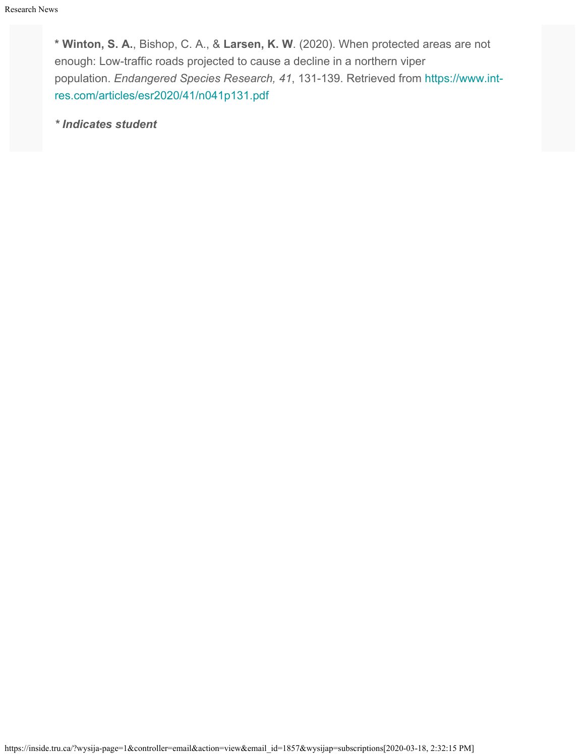* **Winton, S. A.**, Bishop, C. A., & **Larsen, K. W**. (2020). When protected areas are not enough: Low-traffic roads projected to cause a decline in a northern viper population. *Endangered Species Research, 41*, 131-139. Retrieved from https://www.int-res.com/articles/esr2020/41/n041p131.pdf

***\* Indicates student***